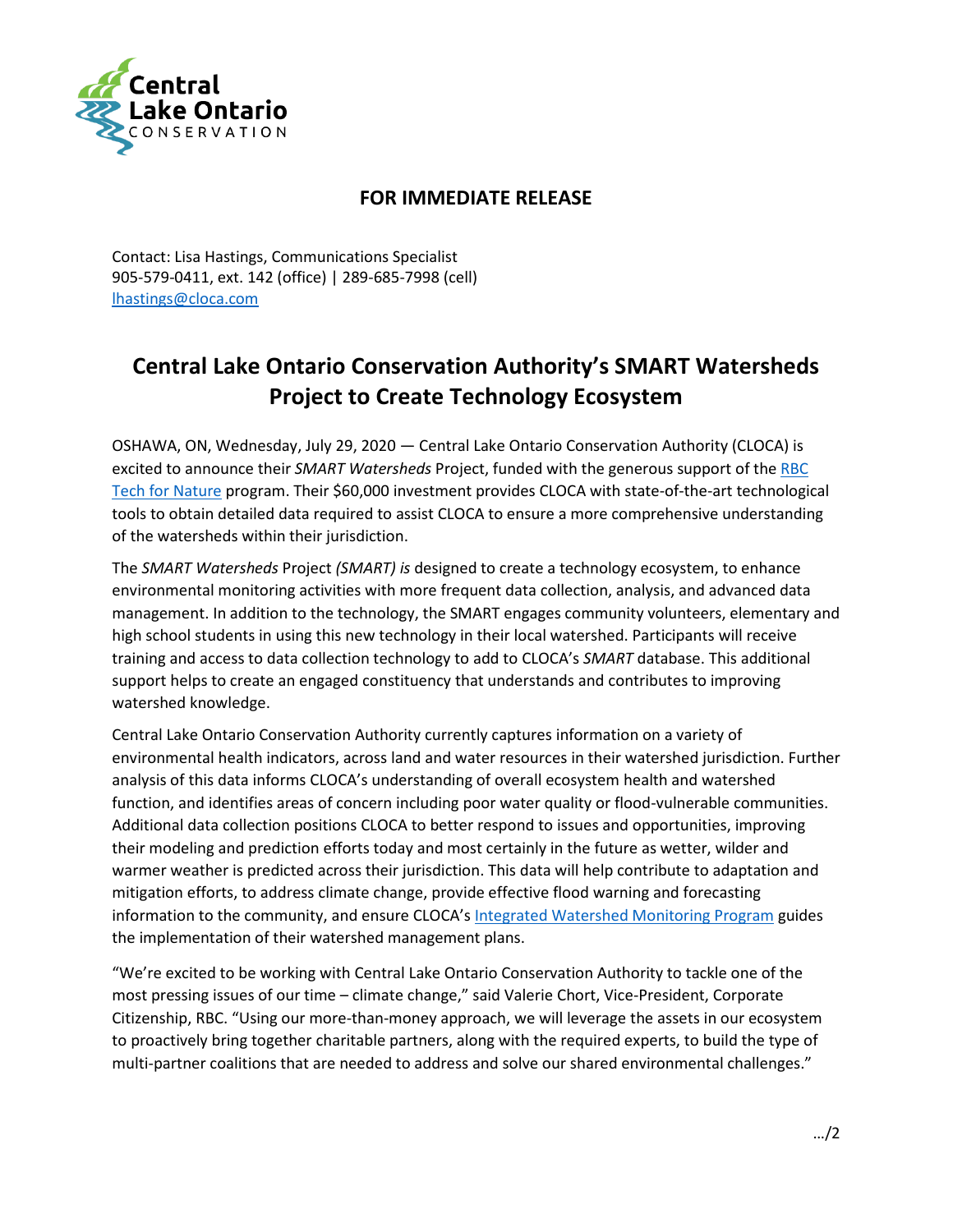Central Lake Ontario
CONSERVATION

**FOR IMMEDIATE RELEASE**

Contact: Lisa Hastings, Communications Specialist
905-579-0411, ext. 142 (office) | 289-685-7998 (cell)
lhastings@cloca.com

# Central Lake Ontario Conservation Authority's SMART Watersheds Project to Create Technology Ecosystem

OSHAWA, ON, Wednesday, July 29, 2020 — Central Lake Ontario Conservation Authority (CLOCA) is excited to announce their *SMART Watersheds* Project, funded with the generous support of the RBC Tech for Nature program. Their $60,000 investment provides CLOCA with state-of-the-art technological tools to obtain detailed data required to assist CLOCA to ensure a more comprehensive understanding of the watersheds within their jurisdiction.

The *SMART Watersheds* Project *(SMART) is* designed to create a technology ecosystem, to enhance environmental monitoring activities with more frequent data collection, analysis, and advanced data management. In addition to the technology, the SMART engages community volunteers, elementary and high school students in using this new technology in their local watershed. Participants will receive training and access to data collection technology to add to CLOCA's *SMART* database. This additional support helps to create an engaged constituency that understands and contributes to improving watershed knowledge.

Central Lake Ontario Conservation Authority currently captures information on a variety of environmental health indicators, across land and water resources in their watershed jurisdiction. Further analysis of this data informs CLOCA's understanding of overall ecosystem health and watershed function, and identifies areas of concern including poor water quality or flood-vulnerable communities. Additional data collection positions CLOCA to better respond to issues and opportunities, improving their modeling and prediction efforts today and most certainly in the future as wetter, wilder and warmer weather is predicted across their jurisdiction. This data will help contribute to adaptation and mitigation efforts, to address climate change, provide effective flood warning and forecasting information to the community, and ensure CLOCA's Integrated Watershed Monitoring Program guides the implementation of their watershed management plans.

"We're excited to be working with Central Lake Ontario Conservation Authority to tackle one of the most pressing issues of our time – climate change," said Valerie Chort, Vice-President, Corporate Citizenship, RBC. "Using our more-than-money approach, we will leverage the assets in our ecosystem to proactively bring together charitable partners, along with the required experts, to build the type of multi-partner coalitions that are needed to address and solve our shared environmental challenges."

.../2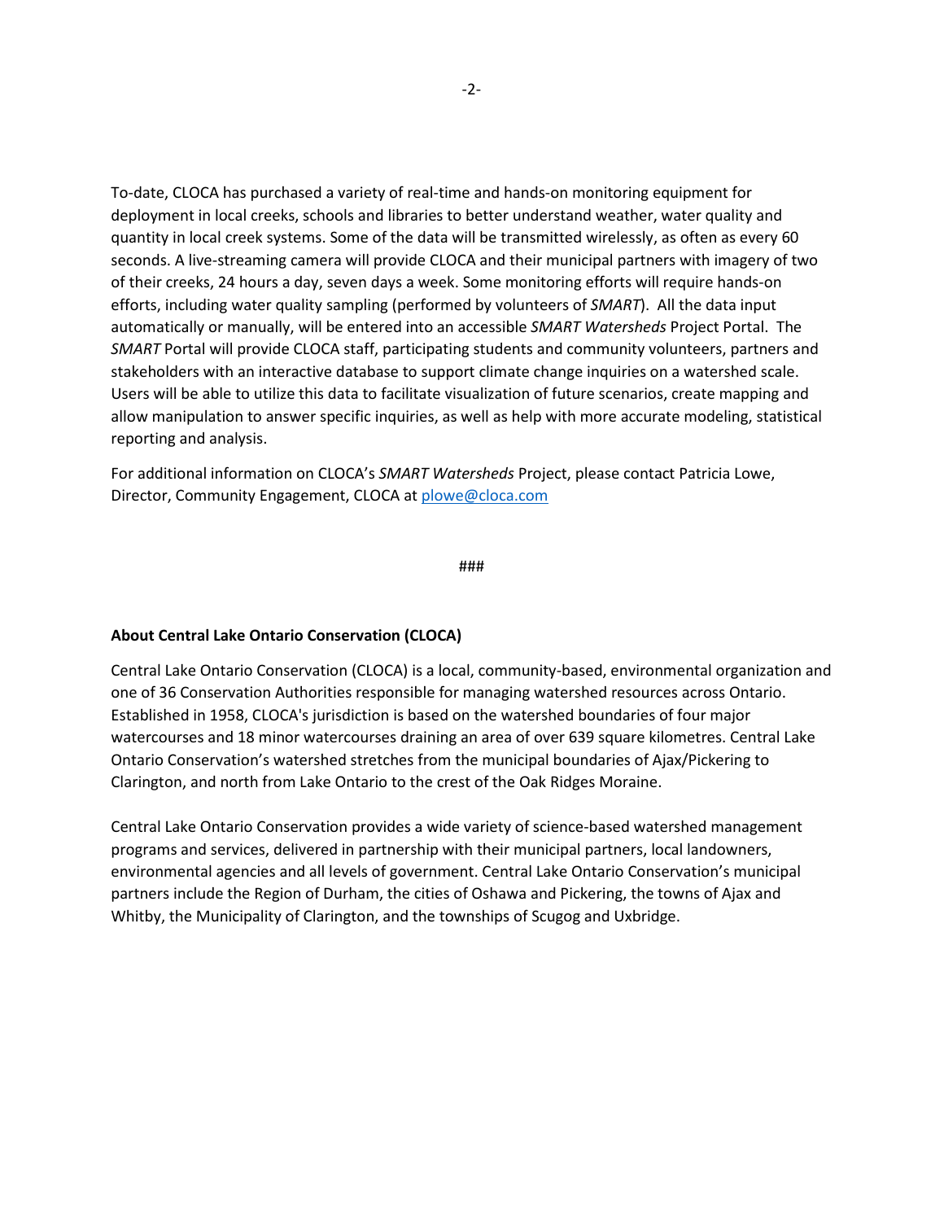To-date, CLOCA has purchased a variety of real-time and hands-on monitoring equipment for deployment in local creeks, schools and libraries to better understand weather, water quality and quantity in local creek systems. Some of the data will be transmitted wirelessly, as often as every 60 seconds. A live-streaming camera will provide CLOCA and their municipal partners with imagery of two of their creeks, 24 hours a day, seven days a week. Some monitoring efforts will require hands-on efforts, including water quality sampling (performed by volunteers of *SMART*). All the data input automatically or manually, will be entered into an accessible *SMART Watersheds* Project Portal. The *SMART* Portal will provide CLOCA staff, participating students and community volunteers, partners and stakeholders with an interactive database to support climate change inquiries on a watershed scale. Users will be able to utilize this data to facilitate visualization of future scenarios, create mapping and allow manipulation to answer specific inquiries, as well as help with more accurate modeling, statistical reporting and analysis.

For additional information on CLOCA's *SMART Watersheds* Project, please contact Patricia Lowe, Director, Community Engagement, CLOCA at plowe@cloca.com

###

**About Central Lake Ontario Conservation (CLOCA)**

Central Lake Ontario Conservation (CLOCA) is a local, community-based, environmental organization and one of 36 Conservation Authorities responsible for managing watershed resources across Ontario. Established in 1958, CLOCA's jurisdiction is based on the watershed boundaries of four major watercourses and 18 minor watercourses draining an area of over 639 square kilometres. Central Lake Ontario Conservation's watershed stretches from the municipal boundaries of Ajax/Pickering to Clarington, and north from Lake Ontario to the crest of the Oak Ridges Moraine.

Central Lake Ontario Conservation provides a wide variety of science-based watershed management programs and services, delivered in partnership with their municipal partners, local landowners, environmental agencies and all levels of government. Central Lake Ontario Conservation's municipal partners include the Region of Durham, the cities of Oshawa and Pickering, the towns of Ajax and Whitby, the Municipality of Clarington, and the townships of Scugog and Uxbridge.